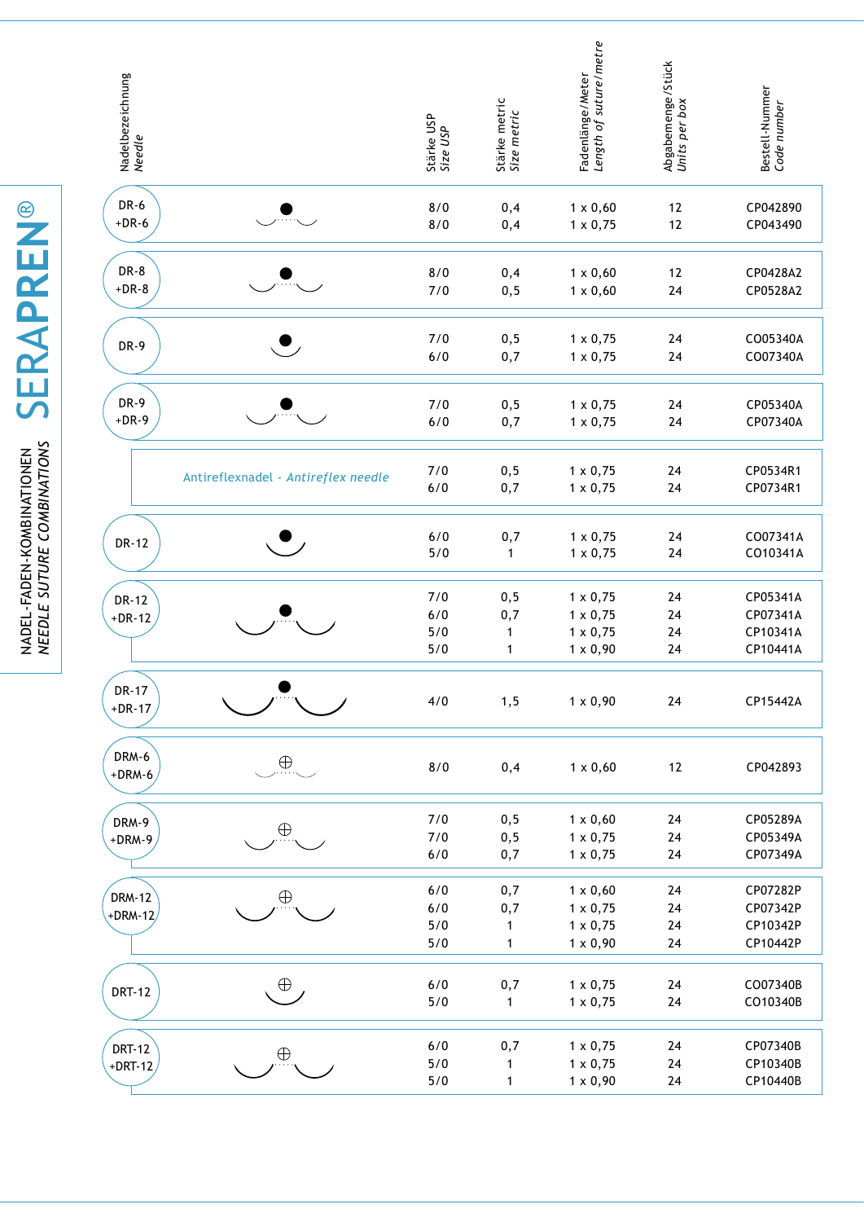# SERAPREN®

## NADEL-FADEN-KOMBINATIONEN
## *NEEDLE SUTURE COMBINATIONS*

| Nadelbezeichnung *Needle* | Stärke USP *Size USP* | Stärke metric *Size metric* | Fadenlänge/Meter *Length of suture/metre* | Abgabemenge/Stück *Units per box* | Bestell-Nummer *Code number* |
|---|---|---|---|---|---|
| DR-6 | 8/0 | 0,4 | 1 x 0,60 | 12 | CP042890 |
| +DR-6 | 8/0 | 0,4 | 1 x 0,75 | 12 | CP043490 |
| DR-8 | 8/0 | 0,4 | 1 x 0,60 | 12 | CP0428A2 |
| +DR-8 | 7/0 | 0,5 | 1 x 0,60 | 24 | CP0528A2 |
| DR-9 | 7/0 | 0,5 | 1 x 0,75 | 24 | CO05340A |
| | 6/0 | 0,7 | 1 x 0,75 | 24 | CO07340A |
| DR-9 | 7/0 | 0,5 | 1 x 0,75 | 24 | CP05340A |
| +DR-9 | 6/0 | 0,7 | 1 x 0,75 | 24 | CP07340A |
| Antireflexnadel - *Antireflex needle* | 7/0 | 0,5 | 1 x 0,75 | 24 | CP0534R1 |
| | 6/0 | 0,7 | 1 x 0,75 | 24 | CP0734R1 |
| DR-12 | 6/0 | 0,7 | 1 x 0,75 | 24 | CO07341A |
| | 5/0 | 1 | 1 x 0,75 | 24 | CO10341A |
| DR-12 | 7/0 | 0,5 | 1 x 0,75 | 24 | CP05341A |
| +DR-12 | 6/0 | 0,7 | 1 x 0,75 | 24 | CP07341A |
| | 5/0 | 1 | 1 x 0,75 | 24 | CP10341A |
| | 5/0 | 1 | 1 x 0,90 | 24 | CP10441A |
| DR-17 +DR-17 | 4/0 | 1,5 | 1 x 0,90 | 24 | CP15442A |
| DRM-6 +DRM-6 | 8/0 | 0,4 | 1 x 0,60 | 12 | CP042893 |
| DRM-9 | 7/0 | 0,5 | 1 x 0,60 | 24 | CP05289A |
| +DRM-9 | 7/0 | 0,5 | 1 x 0,75 | 24 | CP05349A |
| | 6/0 | 0,7 | 1 x 0,75 | 24 | CP07349A |
| DRM-12 | 6/0 | 0,7 | 1 x 0,60 | 24 | CP07282P |
| +DRM-12 | 6/0 | 0,7 | 1 x 0,75 | 24 | CP07342P |
| | 5/0 | 1 | 1 x 0,75 | 24 | CP10342P |
| | 5/0 | 1 | 1 x 0,90 | 24 | CP10442P |
| DRT-12 | 6/0 | 0,7 | 1 x 0,75 | 24 | CO07340B |
| | 5/0 | 1 | 1 x 0,75 | 24 | CO10340B |
| DRT-12 | 6/0 | 0,7 | 1 x 0,75 | 24 | CP07340B |
| +DRT-12 | 5/0 | 1 | 1 x 0,75 | 24 | CP10340B |
| | 5/0 | 1 | 1 x 0,90 | 24 | CP10440B |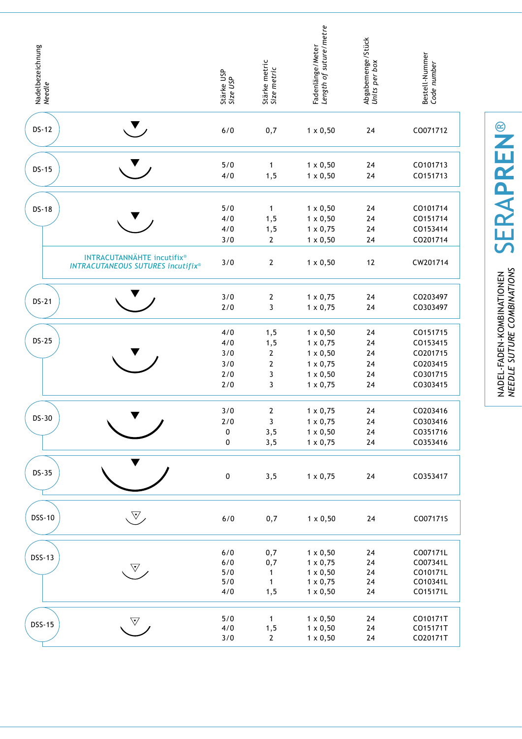# SERAPREN®

## NADEL-FADEN-KOMBINATIONEN
### *NEEDLE SUTURE COMBINATIONS*

| Nadelbezeichnung *Needle* | Stärke USP *Size USP* | Stärke metric *Size metric* | Fadenlänge/Meter *Length of suture/metre* | Abgabemenge/Stück *Units per box* | Bestell-Nummer *Code number* |
|---|---|---|---|---|---|
| DS-12 | 6/0 | 0,7 | 1 x 0,50 | 24 | C0071712 |
| DS-15 | 5/0 | 1 | 1 x 0,50 | 24 | C0101713 |
| | 4/0 | 1,5 | 1 x 0,50 | 24 | C0151713 |
| DS-18 | 5/0 | 1 | 1 x 0,50 | 24 | C0101714 |
| | 4/0 | 1,5 | 1 x 0,50 | 24 | C0151714 |
| | 4/0 | 1,5 | 1 x 0,75 | 24 | C0153414 |
| | 3/0 | 2 | 1 x 0,50 | 24 | C0201714 |
| INTRACUTANNÄHTE incutifix® *INTRACUTANEOUS SUTURES incutifix®* | 3/0 | 2 | 1 x 0,50 | 12 | CW201714 |
| DS-21 | 3/0 | 2 | 1 x 0,75 | 24 | C0203497 |
| | 2/0 | 3 | 1 x 0,75 | 24 | C0303497 |
| DS-25 | 4/0 | 1,5 | 1 x 0,50 | 24 | C0151715 |
| | 4/0 | 1,5 | 1 x 0,75 | 24 | C0153415 |
| | 3/0 | 2 | 1 x 0,50 | 24 | C0201715 |
| | 3/0 | 2 | 1 x 0,75 | 24 | C0203415 |
| | 2/0 | 3 | 1 x 0,50 | 24 | C0301715 |
| | 2/0 | 3 | 1 x 0,75 | 24 | C0303415 |
| DS-30 | 3/0 | 2 | 1 x 0,75 | 24 | C0203416 |
| | 2/0 | 3 | 1 x 0,75 | 24 | C0303416 |
| | 0 | 3,5 | 1 x 0,50 | 24 | C0351716 |
| | 0 | 3,5 | 1 x 0,75 | 24 | C0353416 |
| DS-35 | 0 | 3,5 | 1 x 0,75 | 24 | C0353417 |
| DSS-10 | 6/0 | 0,7 | 1 x 0,50 | 24 | C007171S |
| DSS-13 | 6/0 | 0,7 | 1 x 0,50 | 24 | C007171L |
| | 6/0 | 0,7 | 1 x 0,75 | 24 | C007341L |
| | 5/0 | 1 | 1 x 0,50 | 24 | C010171L |
| | 5/0 | 1 | 1 x 0,75 | 24 | C010341L |
| | 4/0 | 1,5 | 1 x 0,50 | 24 | C015171L |
| DSS-15 | 5/0 | 1 | 1 x 0,50 | 24 | C010171T |
| | 4/0 | 1,5 | 1 x 0,50 | 24 | C015171T |
| | 3/0 | 2 | 1 x 0,50 | 24 | C020171T |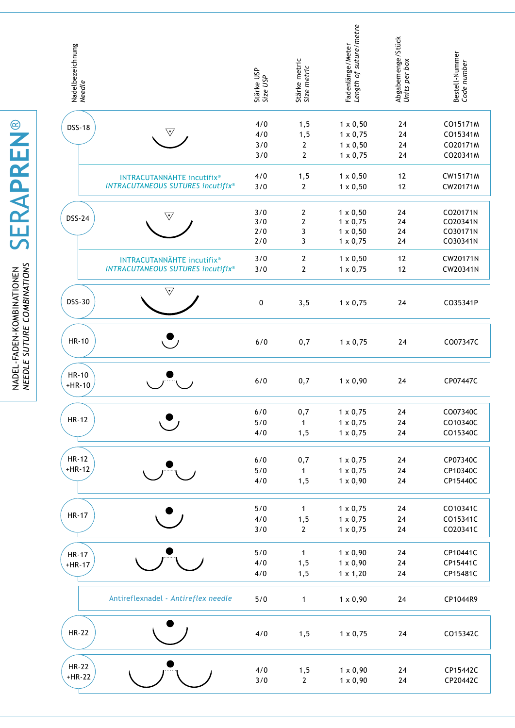# SERAPREN®

## NADEL-FADEN-KOMBINATIONEN
## *NEEDLE SUTURE COMBINATIONS*

| Nadelbezeichnung *Needle* | | Stärke USP *Size USP* | Stärke metric *Size metric* | Fadenlänge/Meter *Length of suture/metre* | Abgabemenge/Stück *Units per box* | Bestell-Nummer *Code number* |
|---|---|---|---|---|---|---|
| DSS-18 | | 4/0 | 1,5 | 1 x 0,50 | 24 | CO15171M |
| | | 4/0 | 1,5 | 1 x 0,75 | 24 | CO15341M |
| | | 3/0 | 2 | 1 x 0,50 | 24 | CO20171M |
| | | 3/0 | 2 | 1 x 0,75 | 24 | CO20341M |
| | INTRACUTANNÄHTE incutifix® *INTRACUTANEOUS SUTURES incutifix®* | 4/0 | 1,5 | 1 x 0,50 | 12 | CW15171M |
| | | 3/0 | 2 | 1 x 0,50 | 12 | CW20171M |
| DSS-24 | | 3/0 | 2 | 1 x 0,50 | 24 | CO20171N |
| | | 3/0 | 2 | 1 x 0,75 | 24 | CO20341N |
| | | 2/0 | 3 | 1 x 0,50 | 24 | CO30171N |
| | | 2/0 | 3 | 1 x 0,75 | 24 | CO30341N |
| | INTRACUTANNÄHTE incutifix® *INTRACUTANEOUS SUTURES incutifix®* | 3/0 | 2 | 1 x 0,50 | 12 | CW20171N |
| | | 3/0 | 2 | 1 x 0,75 | 12 | CW20341N |
| DSS-30 | | 0 | 3,5 | 1 x 0,75 | 24 | CO35341P |
| HR-10 | | 6/0 | 0,7 | 1 x 0,75 | 24 | CO07347C |
| HR-10 +HR-10 | | 6/0 | 0,7 | 1 x 0,90 | 24 | CP07447C |
| HR-12 | | 6/0 | 0,7 | 1 x 0,75 | 24 | CO07340C |
| | | 5/0 | 1 | 1 x 0,75 | 24 | CO10340C |
| | | 4/0 | 1,5 | 1 x 0,75 | 24 | CO15340C |
| HR-12 +HR-12 | | 6/0 | 0,7 | 1 x 0,75 | 24 | CP07340C |
| | | 5/0 | 1 | 1 x 0,75 | 24 | CP10340C |
| | | 4/0 | 1,5 | 1 x 0,90 | 24 | CP15440C |
| HR-17 | | 5/0 | 1 | 1 x 0,75 | 24 | CO10341C |
| | | 4/0 | 1,5 | 1 x 0,75 | 24 | CO15341C |
| | | 3/0 | 2 | 1 x 0,75 | 24 | CO20341C |
| HR-17 +HR-17 | | 5/0 | 1 | 1 x 0,90 | 24 | CP10441C |
| | | 4/0 | 1,5 | 1 x 0,90 | 24 | CP15441C |
| | | 4/0 | 1,5 | 1 x 1,20 | 24 | CP15481C |
| | Antireflexnadel - *Antireflex needle* | 5/0 | 1 | 1 x 0,90 | 24 | CP1044R9 |
| HR-22 | | 4/0 | 1,5 | 1 x 0,75 | 24 | CO15342C |
| HR-22 +HR-22 | | 4/0 | 1,5 | 1 x 0,90 | 24 | CP15442C |
| | | 3/0 | 2 | 1 x 0,90 | 24 | CP20442C |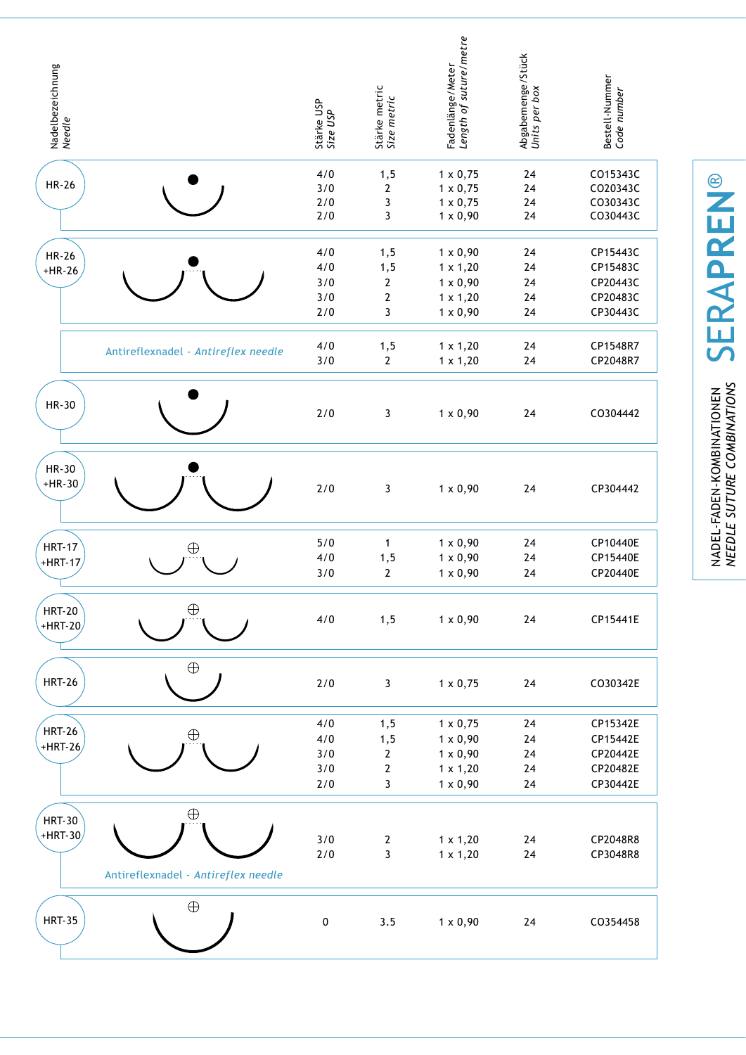SERAPREN®

NADEL-FADEN-KOMBINATIONEN
*NEEDLE SUTURE COMBINATIONS*

| Nadelbezeichnung *Needle* | Stärke USP *Size USP* | Stärke metric *Size metric* | Fadenlänge/Meter *Length of suture/metre* | Abgabemenge/Stück *Units per box* | Bestell-Nummer *Code number* |
|---|---|---|---|---|---|
| HR-26 | 4/0 | 1,5 | 1 x 0,75 | 24 | CO15343C |
| | 3/0 | 2 | 1 x 0,75 | 24 | CO20343C |
| | 2/0 | 3 | 1 x 0,75 | 24 | CO30343C |
| | 2/0 | 3 | 1 x 0,90 | 24 | CO30443C |
| HR-26 +HR-26 | 4/0 | 1,5 | 1 x 0,90 | 24 | CP15443C |
| | 4/0 | 1,5 | 1 x 1,20 | 24 | CP15483C |
| | 3/0 | 2 | 1 x 0,90 | 24 | CP20443C |
| | 3/0 | 2 | 1 x 1,20 | 24 | CP20483C |
| | 2/0 | 3 | 1 x 0,90 | 24 | CP30443C |
| Antireflexnadel - *Antireflex needle* | 4/0 | 1,5 | 1 x 1,20 | 24 | CP1548R7 |
| | 3/0 | 2 | 1 x 1,20 | 24 | CP2048R7 |
| HR-30 | 2/0 | 3 | 1 x 0,90 | 24 | CO304442 |
| HR-30 +HR-30 | 2/0 | 3 | 1 x 0,90 | 24 | CP304442 |
| HRT-17 +HRT-17 | 5/0 | 1 | 1 x 0,90 | 24 | CP10440E |
| | 4/0 | 1,5 | 1 x 0,90 | 24 | CP15440E |
| | 3/0 | 2 | 1 x 0,90 | 24 | CP20440E |
| HRT-20 +HRT-20 | 4/0 | 1,5 | 1 x 0,90 | 24 | CP15441E |
| HRT-26 | 2/0 | 3 | 1 x 0,75 | 24 | CO30342E |
| HRT-26 +HRT-26 | 4/0 | 1,5 | 1 x 0,75 | 24 | CP15342E |
| | 4/0 | 1,5 | 1 x 0,90 | 24 | CP15442E |
| | 3/0 | 2 | 1 x 0,90 | 24 | CP20442E |
| | 3/0 | 2 | 1 x 1,20 | 24 | CP20482E |
| | 2/0 | 3 | 1 x 0,90 | 24 | CP30442E |
| HRT-30 +HRT-30 (Antireflexnadel - *Antireflex needle*) | 3/0 | 2 | 1 x 1,20 | 24 | CP2048R8 |
| | 2/0 | 3 | 1 x 1,20 | 24 | CP3048R8 |
| HRT-35 | 0 | 3.5 | 1 x 0,90 | 24 | CO354458 |